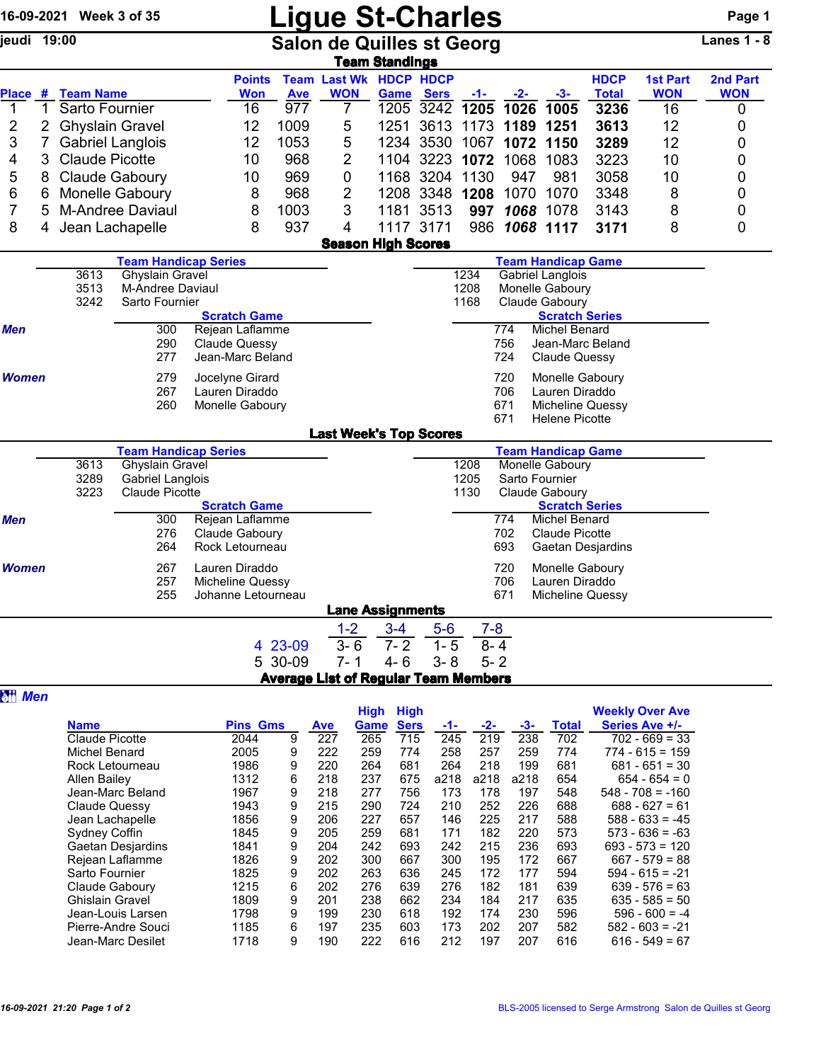16-09-2021 Week 3 of 35

jeudi 19:00

# Ligue St-Charles

## Salon de Quilles st Georg

Lanes 1 - 8

### Team Standings

| Place | # | Team Name | Points Won | Team Ave | Last Wk WON | HDCP Game | HDCP Sers | -1- | -2- | -3- | HDCP Total | 1st Part WON | 2nd Part WON |
|---|---|---|---|---|---|---|---|---|---|---|---|---|---|
| 1 | 1 | Sarto Fournier | 16 | 977 | 7 | 1205 | 3242 | **1205** | **1026** | **1005** | **3236** | 16 | 0 |
| 2 | 2 | Ghyslain Gravel | 12 | 1009 | 5 | 1251 | 3613 | 1173 | **1189** | **1251** | **3613** | 12 | 0 |
| 3 | 7 | Gabriel Langlois | 12 | 1053 | 5 | 1234 | 3530 | 1067 | **1072** | **1150** | **3289** | 12 | 0 |
| 4 | 3 | Claude Picotte | 10 | 968 | 2 | 1104 | 3223 | **1072** | 1068 | 1083 | 3223 | 10 | 0 |
| 5 | 8 | Claude Gaboury | 10 | 969 | 0 | 1168 | 3204 | 1130 | 947 | 981 | 3058 | 10 | 0 |
| 6 | 6 | Monelle Gaboury | 8 | 968 | 2 | 1208 | 3348 | **1208** | 1070 | 1070 | 3348 | 8 | 0 |
| 7 | 5 | M-Andree Daviaul | 8 | 1003 | 3 | 1181 | 3513 | **997** | ***1068*** | 1078 | 3143 | 8 | 0 |
| 8 | 4 | Jean Lachapelle | 8 | 937 | 4 | 1117 | 3171 | 986 | ***1068*** | **1117** | **3171** | 8 | 0 |

### Season High Scores

**Team Handicap Series**

| | |
|---|---|
| 3613 | Ghyslain Gravel |
| 3513 | M-Andree Daviaul |
| 3242 | Sarto Fournier |

**Team Handicap Game**

| | |
|---|---|
| 1234 | Gabriel Langlois |
| 1208 | Monelle Gaboury |
| 1168 | Claude Gaboury |

**Scratch Game**

| | | |
|---|---|---|
| *Men* | 300 | Rejean Laflamme |
| | 290 | Claude Quessy |
| | 277 | Jean-Marc Beland |
| *Women* | 279 | Jocelyne Girard |
| | 267 | Lauren Diraddo |
| | 260 | Monelle Gaboury |

**Scratch Series**

| | | |
|---|---|---|
| *Men* | 774 | Michel Benard |
| | 756 | Jean-Marc Beland |
| | 724 | Claude Quessy |
| *Women* | 720 | Monelle Gaboury |
| | 706 | Lauren Diraddo |
| | 671 | Micheline Quessy |
| | 671 | Helene Picotte |

### Last Week's Top Scores

**Team Handicap Series**

| | |
|---|---|
| 3613 | Ghyslain Gravel |
| 3289 | Gabriel Langlois |
| 3223 | Claude Picotte |

**Team Handicap Game**

| | |
|---|---|
| 1208 | Monelle Gaboury |
| 1205 | Sarto Fournier |
| 1130 | Claude Gaboury |

**Scratch Game**

| | | |
|---|---|---|
| *Men* | 300 | Rejean Laflamme |
| | 276 | Claude Gaboury |
| | 264 | Rock Letourneau |
| *Women* | 267 | Lauren Diraddo |
| | 257 | Micheline Quessy |
| | 255 | Johanne Letourneau |

**Scratch Series**

| | | |
|---|---|---|
| *Men* | 774 | Michel Benard |
| | 702 | Claude Picotte |
| | 693 | Gaetan Desjardins |
| *Women* | 720 | Monelle Gaboury |
| | 706 | Lauren Diraddo |
| | 671 | Micheline Quessy |

### Lane Assignments

| | 1-2 | 3-4 | 5-6 | 7-8 |
|---|---|---|---|---|
| 4 23-09 | 3- 6 | 7- 2 | 1- 5 | 8- 4 |
| 5 30-09 | 7- 1 | 4- 6 | 3- 8 | 5- 2 |

### Average List of Regular Team Members

*Men*

| Name | Pins | Gms | Ave | High Game | High Sers | -1- | -2- | -3- | Total | Weekly Over Ave Series Ave +/- |
|---|---|---|---|---|---|---|---|---|---|---|
| Claude Picotte | 2044 | 9 | 227 | 265 | 715 | 245 | 219 | 238 | 702 | 702 - 669 = 33 |
| Michel Benard | 2005 | 9 | 222 | 259 | 774 | 258 | 257 | 259 | 774 | 774 - 615 = 159 |
| Rock Letourneau | 1986 | 9 | 220 | 264 | 681 | 264 | 218 | 199 | 681 | 681 - 651 = 30 |
| Allen Bailey | 1312 | 6 | 218 | 237 | 675 | a218 | a218 | a218 | 654 | 654 - 654 = 0 |
| Jean-Marc Beland | 1967 | 9 | 218 | 277 | 756 | 173 | 178 | 197 | 548 | 548 - 708 = -160 |
| Claude Quessy | 1943 | 9 | 215 | 290 | 724 | 210 | 252 | 226 | 688 | 688 - 627 = 61 |
| Jean Lachapelle | 1856 | 9 | 206 | 227 | 657 | 146 | 225 | 217 | 588 | 588 - 633 = -45 |
| Sydney Coffin | 1845 | 9 | 205 | 259 | 681 | 171 | 182 | 220 | 573 | 573 - 636 = -63 |
| Gaetan Desjardins | 1841 | 9 | 204 | 242 | 693 | 242 | 215 | 236 | 693 | 693 - 573 = 120 |
| Rejean Laflamme | 1826 | 9 | 202 | 300 | 667 | 300 | 195 | 172 | 667 | 667 - 579 = 88 |
| Sarto Fournier | 1825 | 9 | 202 | 263 | 636 | 245 | 172 | 177 | 594 | 594 - 615 = -21 |
| Claude Gaboury | 1215 | 6 | 202 | 276 | 639 | 276 | 182 | 181 | 639 | 639 - 576 = 63 |
| Ghislain Gravel | 1809 | 9 | 201 | 238 | 662 | 234 | 184 | 217 | 635 | 635 - 585 = 50 |
| Jean-Louis Larsen | 1798 | 9 | 199 | 230 | 618 | 192 | 174 | 230 | 596 | 596 - 600 = -4 |
| Pierre-Andre Souci | 1185 | 6 | 197 | 235 | 603 | 173 | 202 | 207 | 582 | 582 - 603 = -21 |
| Jean-Marc Desilet | 1718 | 9 | 190 | 222 | 616 | 212 | 197 | 207 | 616 | 616 - 549 = 67 |

BLS-2005 licensed to Serge Armstrong Salon de Quilles st Georg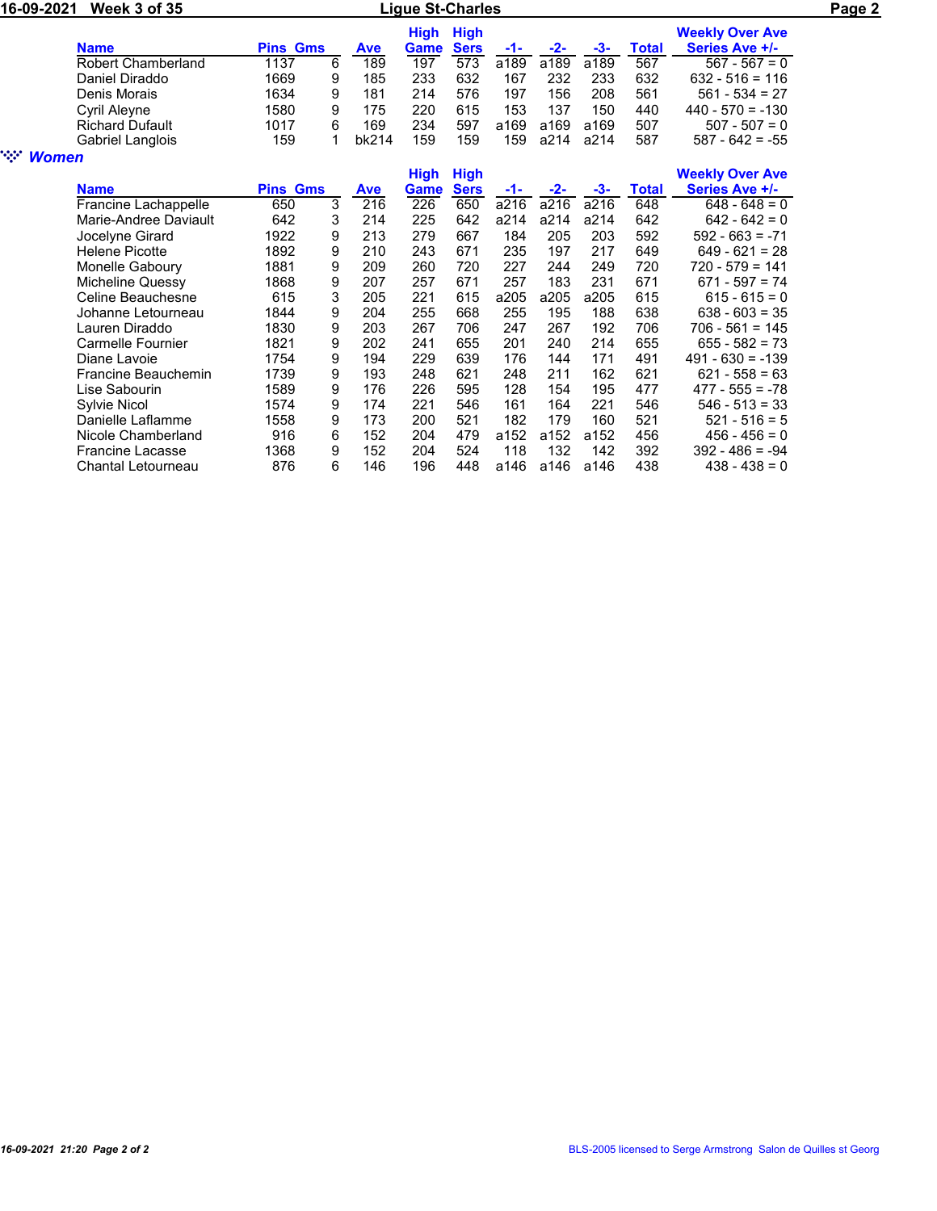| Name | Pins | Gms | Ave | High Game | High Sers | -1- | -2- | -3- | Total | Weekly Over Ave Series Ave +/- |
|---|---|---|---|---|---|---|---|---|---|---|
| Robert Chamberland | 1137 | 6 | 189 | 197 | 573 | a189 | a189 | a189 | 567 | 567 - 567 = 0 |
| Daniel Diraddo | 1669 | 9 | 185 | 233 | 632 | 167 | 232 | 233 | 632 | 632 - 516 = 116 |
| Denis Morais | 1634 | 9 | 181 | 214 | 576 | 197 | 156 | 208 | 561 | 561 - 534 = 27 |
| Cyril Aleyne | 1580 | 9 | 175 | 220 | 615 | 153 | 137 | 150 | 440 | 440 - 570 = -130 |
| Richard Dufault | 1017 | 6 | 169 | 234 | 597 | a169 | a169 | a169 | 507 | 507 - 507 = 0 |
| Gabriel Langlois | 159 | 1 | bk214 | 159 | 159 | 159 | a214 | a214 | 587 | 587 - 642 = -55 |

## *Women*

| Name | Pins | Gms | Ave | High Game | High Sers | -1- | -2- | -3- | Total | Weekly Over Ave Series Ave +/- |
|---|---|---|---|---|---|---|---|---|---|---|
| Francine Lachappelle | 650 | 3 | 216 | 226 | 650 | a216 | a216 | a216 | 648 | 648 - 648 = 0 |
| Marie-Andree Daviault | 642 | 3 | 214 | 225 | 642 | a214 | a214 | a214 | 642 | 642 - 642 = 0 |
| Jocelyne Girard | 1922 | 9 | 213 | 279 | 667 | 184 | 205 | 203 | 592 | 592 - 663 = -71 |
| Helene Picotte | 1892 | 9 | 210 | 243 | 671 | 235 | 197 | 217 | 649 | 649 - 621 = 28 |
| Monelle Gaboury | 1881 | 9 | 209 | 260 | 720 | 227 | 244 | 249 | 720 | 720 - 579 = 141 |
| Micheline Quessy | 1868 | 9 | 207 | 257 | 671 | 257 | 183 | 231 | 671 | 671 - 597 = 74 |
| Celine Beauchesne | 615 | 3 | 205 | 221 | 615 | a205 | a205 | a205 | 615 | 615 - 615 = 0 |
| Johanne Letourneau | 1844 | 9 | 204 | 255 | 668 | 255 | 195 | 188 | 638 | 638 - 603 = 35 |
| Lauren Diraddo | 1830 | 9 | 203 | 267 | 706 | 247 | 267 | 192 | 706 | 706 - 561 = 145 |
| Carmelle Fournier | 1821 | 9 | 202 | 241 | 655 | 201 | 240 | 214 | 655 | 655 - 582 = 73 |
| Diane Lavoie | 1754 | 9 | 194 | 229 | 639 | 176 | 144 | 171 | 491 | 491 - 630 = -139 |
| Francine Beauchemin | 1739 | 9 | 193 | 248 | 621 | 248 | 211 | 162 | 621 | 621 - 558 = 63 |
| Lise Sabourin | 1589 | 9 | 176 | 226 | 595 | 128 | 154 | 195 | 477 | 477 - 555 = -78 |
| Sylvie Nicol | 1574 | 9 | 174 | 221 | 546 | 161 | 164 | 221 | 546 | 546 - 513 = 33 |
| Danielle Laflamme | 1558 | 9 | 173 | 200 | 521 | 182 | 179 | 160 | 521 | 521 - 516 = 5 |
| Nicole Chamberland | 916 | 6 | 152 | 204 | 479 | a152 | a152 | a152 | 456 | 456 - 456 = 0 |
| Francine Lacasse | 1368 | 9 | 152 | 204 | 524 | 118 | 132 | 142 | 392 | 392 - 486 = -94 |
| Chantal Letourneau | 876 | 6 | 146 | 196 | 448 | a146 | a146 | a146 | 438 | 438 - 438 = 0 |